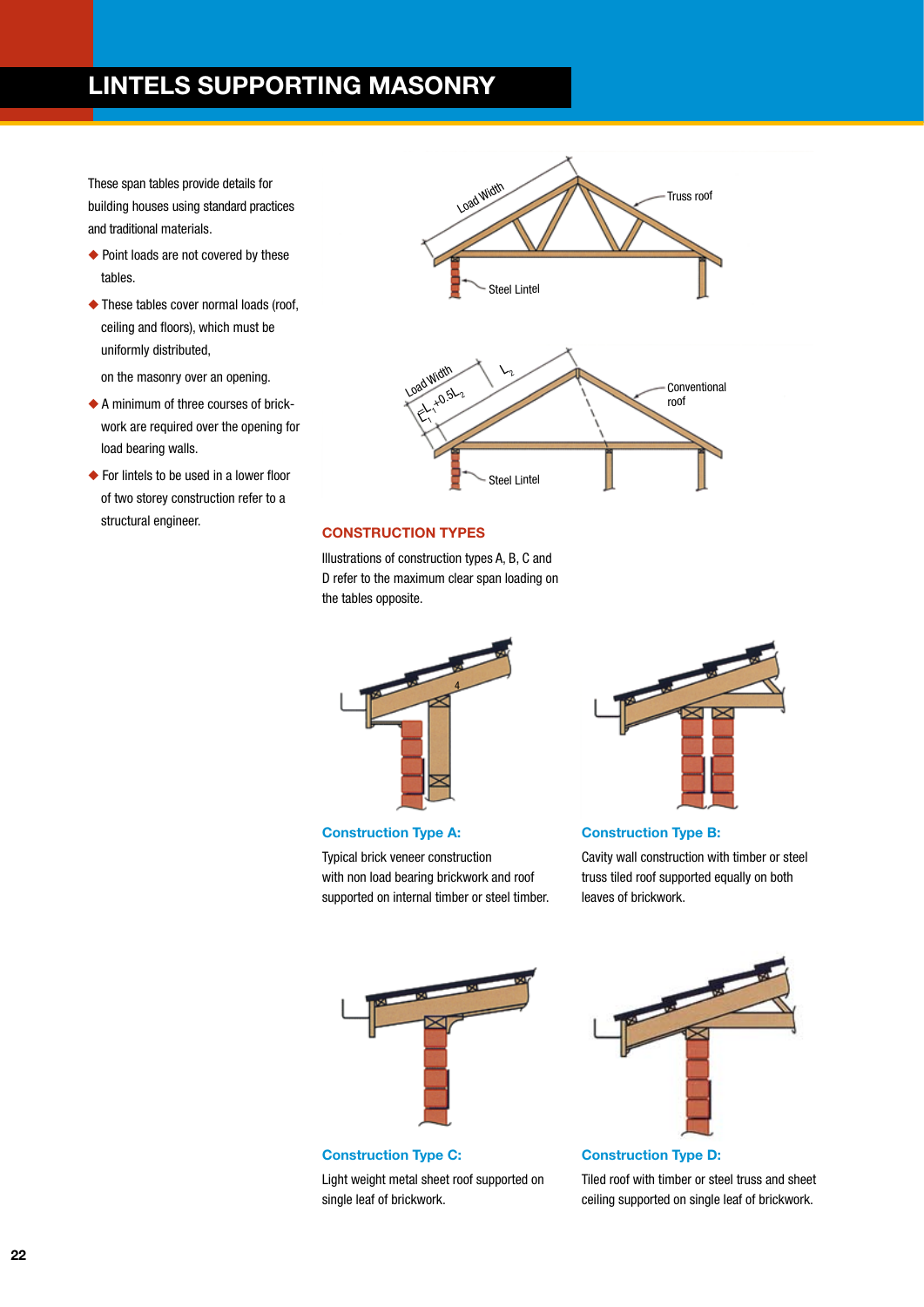# LINTELS SUPPORTING MASONRY

These span tables provide details for building houses using standard practices and traditional materials.

- Point loads are not covered by these tables.
- These tables cover normal loads (roof, ceiling and floors), which must be uniformly distributed,

  on the masonry over an opening.
- A minimum of three courses of brickwork are required over the opening for load bearing walls.
- For lintels to be used in a lower floor of two storey construction refer to a structural engineer.

## CONSTRUCTION TYPES

Illustrations of construction types A, B, C and D refer to the maximum clear span loading on the tables opposite.

**Construction Type A:**

Typical brick veneer construction with non load bearing brickwork and roof supported on internal timber or steel timber.

**Construction Type B:**

Cavity wall construction with timber or steel truss tiled roof supported equally on both leaves of brickwork.

**Construction Type C:**

Light weight metal sheet roof supported on single leaf of brickwork.

**Construction Type D:**

Tiled roof with timber or steel truss and sheet ceiling supported on single leaf of brickwork.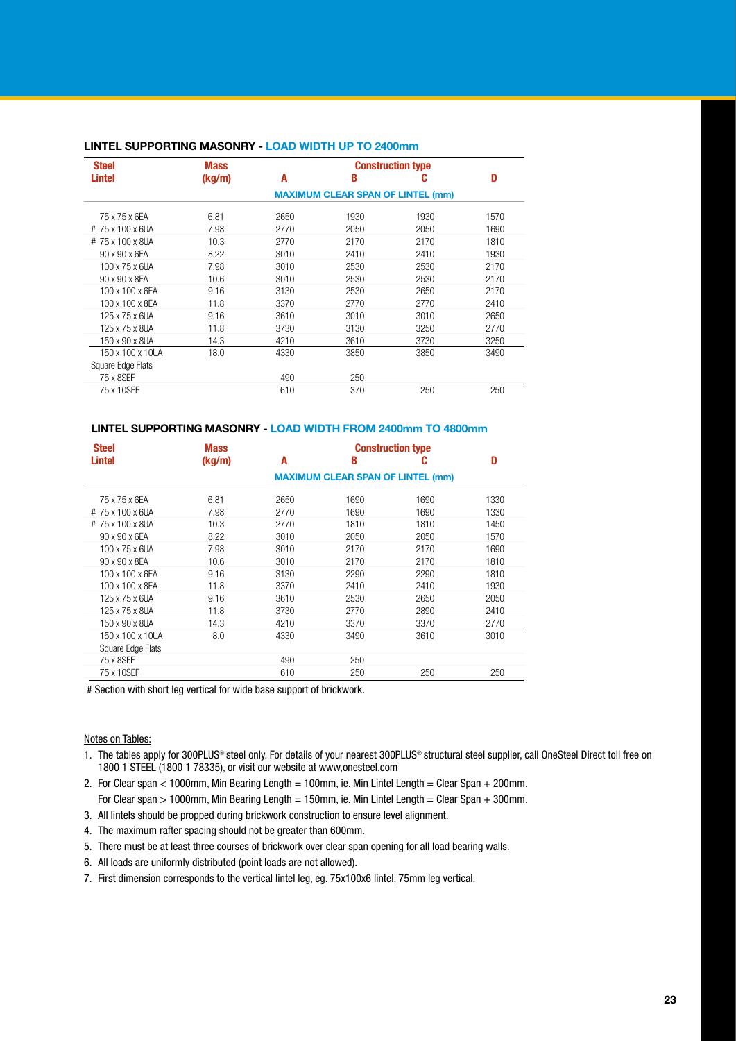## LINTEL SUPPORTING MASONRY - LOAD WIDTH UP TO 2400mm

| Steel Lintel | Mass (kg/m) | Construction type A | B | C | D |
|---|---|---|---|---|---|
| | | MAXIMUM CLEAR SPAN OF LINTEL (mm) | | | |
| 75 x 75 x 6EA | 6.81 | 2650 | 1930 | 1930 | 1570 |
| # 75 x 100 x 6UA | 7.98 | 2770 | 2050 | 2050 | 1690 |
| # 75 x 100 x 8UA | 10.3 | 2770 | 2170 | 2170 | 1810 |
| 90 x 90 x 6EA | 8.22 | 3010 | 2410 | 2410 | 1930 |
| 100 x 75 x 6UA | 7.98 | 3010 | 2530 | 2530 | 2170 |
| 90 x 90 x 8EA | 10.6 | 3010 | 2530 | 2530 | 2170 |
| 100 x 100 x 6EA | 9.16 | 3130 | 2530 | 2650 | 2170 |
| 100 x 100 x 8EA | 11.8 | 3370 | 2770 | 2770 | 2410 |
| 125 x 75 x 6UA | 9.16 | 3610 | 3010 | 3010 | 2650 |
| 125 x 75 x 8UA | 11.8 | 3730 | 3130 | 3250 | 2770 |
| 150 x 90 x 8UA | 14.3 | 4210 | 3610 | 3730 | 3250 |
| 150 x 100 x 10UA | 18.0 | 4330 | 3850 | 3850 | 3490 |
| Square Edge Flats | | | | | |
| 75 x 8SEF | | 490 | 250 | | |
| 75 x 10SEF | | 610 | 370 | 250 | 250 |

## LINTEL SUPPORTING MASONRY - LOAD WIDTH FROM 2400mm TO 4800mm

| Steel Lintel | Mass (kg/m) | Construction type A | B | C | D |
|---|---|---|---|---|---|
| | | MAXIMUM CLEAR SPAN OF LINTEL (mm) | | | |
| 75 x 75 x 6EA | 6.81 | 2650 | 1690 | 1690 | 1330 |
| # 75 x 100 x 6UA | 7.98 | 2770 | 1690 | 1690 | 1330 |
| # 75 x 100 x 8UA | 10.3 | 2770 | 1810 | 1810 | 1450 |
| 90 x 90 x 6EA | 8.22 | 3010 | 2050 | 2050 | 1570 |
| 100 x 75 x 6UA | 7.98 | 3010 | 2170 | 2170 | 1690 |
| 90 x 90 x 8EA | 10.6 | 3010 | 2170 | 2170 | 1810 |
| 100 x 100 x 6EA | 9.16 | 3130 | 2290 | 2290 | 1810 |
| 100 x 100 x 8EA | 11.8 | 3370 | 2410 | 2410 | 1930 |
| 125 x 75 x 6UA | 9.16 | 3610 | 2530 | 2650 | 2050 |
| 125 x 75 x 8UA | 11.8 | 3730 | 2770 | 2890 | 2410 |
| 150 x 90 x 8UA | 14.3 | 4210 | 3370 | 3370 | 2770 |
| 150 x 100 x 10UA | 8.0 | 4330 | 3490 | 3610 | 3010 |
| Square Edge Flats | | | | | |
| 75 x 8SEF | | 490 | 250 | | |
| 75 x 10SEF | | 610 | 250 | 250 | 250 |

# Section with short leg vertical for wide base support of brickwork.

Notes on Tables:

1. The tables apply for 300PLUS® steel only. For details of your nearest 300PLUS® structural steel supplier, call OneSteel Direct toll free on 1800 1 STEEL (1800 1 78335), or visit our website at www,onesteel.com
2. For Clear span ≤ 1000mm, Min Bearing Length = 100mm, ie. Min Lintel Length = Clear Span + 200mm.
   For Clear span > 1000mm, Min Bearing Length = 150mm, ie. Min Lintel Length = Clear Span + 300mm.
3. All lintels should be propped during brickwork construction to ensure level alignment.
4. The maximum rafter spacing should not be greater than 600mm.
5. There must be at least three courses of brickwork over clear span opening for all load bearing walls.
6. All loads are uniformly distributed (point loads are not allowed).
7. First dimension corresponds to the vertical lintel leg, eg. 75x100x6 lintel, 75mm leg vertical.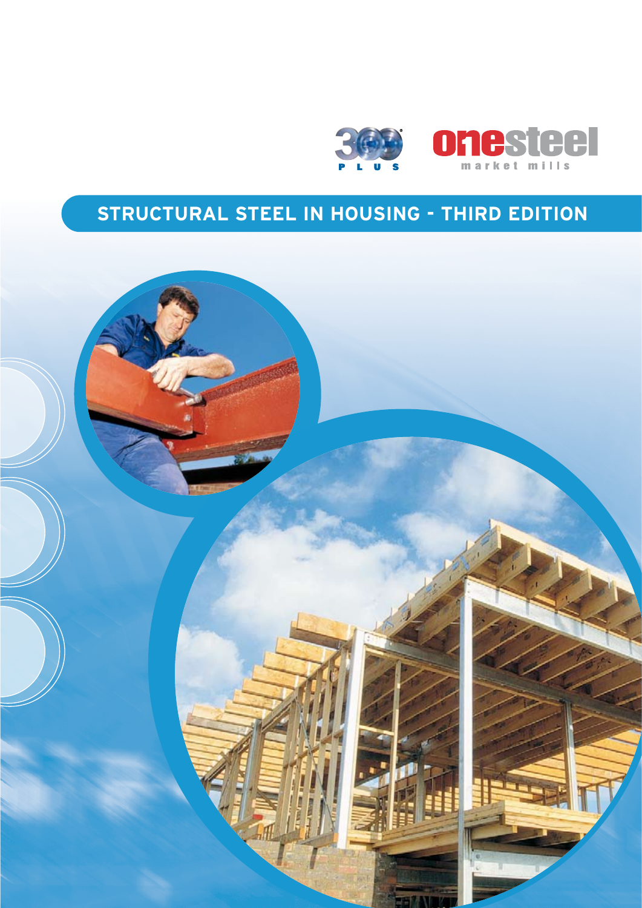300 PLUS

onesteel market mills

# STRUCTURAL STEEL IN HOUSING - THIRD EDITION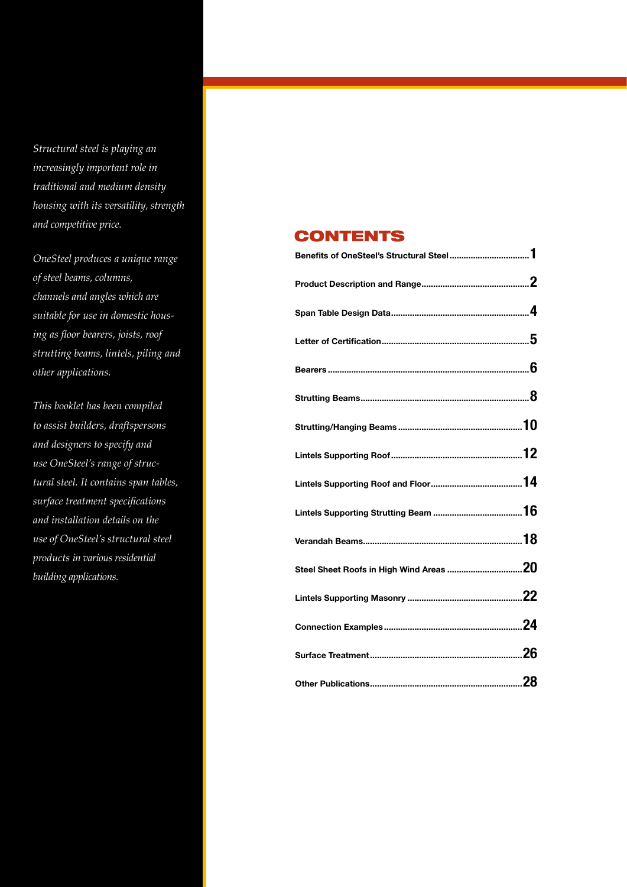*Structural steel is playing an increasingly important role in traditional and medium density housing with its versatility, strength and competitive price.*

*OneSteel produces a unique range of steel beams, columns, channels and angles which are suitable for use in domestic housing as floor bearers, joists, roof strutting beams, lintels, piling and other applications.*

*This booklet has been compiled to assist builders, draftspersons and designers to specify and use OneSteel's range of structural steel. It contains span tables, surface treatment specifications and installation details on the use of OneSteel's structural steel products in various residential building applications.*

# CONTENTS

| | |
|---|---|
| Benefits of OneSteel's Structural Steel | 1 |
| Product Description and Range | 2 |
| Span Table Design Data | 4 |
| Letter of Certification | 5 |
| Bearers | 6 |
| Strutting Beams | 8 |
| Strutting/Hanging Beams | 10 |
| Lintels Supporting Roof | 12 |
| Lintels Supporting Roof and Floor | 14 |
| Lintels Supporting Strutting Beam | 16 |
| Verandah Beams | 18 |
| Steel Sheet Roofs in High Wind Areas | 20 |
| Lintels Supporting Masonry | 22 |
| Connection Examples | 24 |
| Surface Treatment | 26 |
| Other Publications | 28 |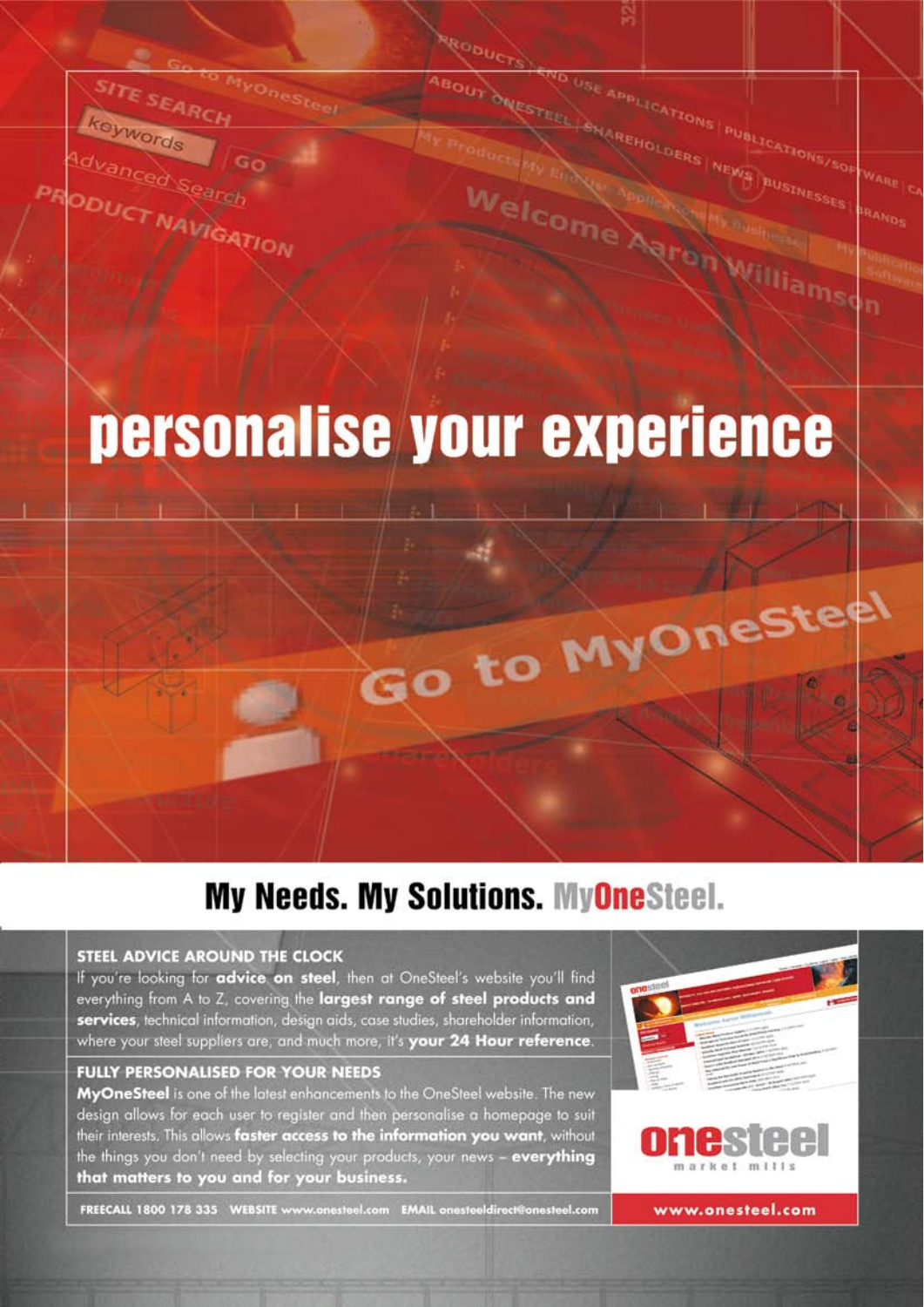# personalise your experience

## My Needs. My Solutions. MyOneSteel.

### STEEL ADVICE AROUND THE CLOCK

If you're looking for **advice on steel**, then at OneSteel's website you'll find everything from A to Z, covering the **largest range of steel products and services**, technical information, design aids, case studies, shareholder information, where your steel suppliers are, and much more, it's **your 24 Hour reference**.

### FULLY PERSONALISED FOR YOUR NEEDS

**MyOneSteel** is one of the latest enhancements to the OneSteel website. The new design allows for each user to register and then personalise a homepage to suit their interests. This allows **faster access to the information you want**, without the things you don't need by selecting your products, your news – **everything that matters to you and for your business.**

FREECALL 1800 178 335 WEBSITE www.onesteel.com EMAIL onesteeldirect@onesteel.com

onesteel market mills

www.onesteel.com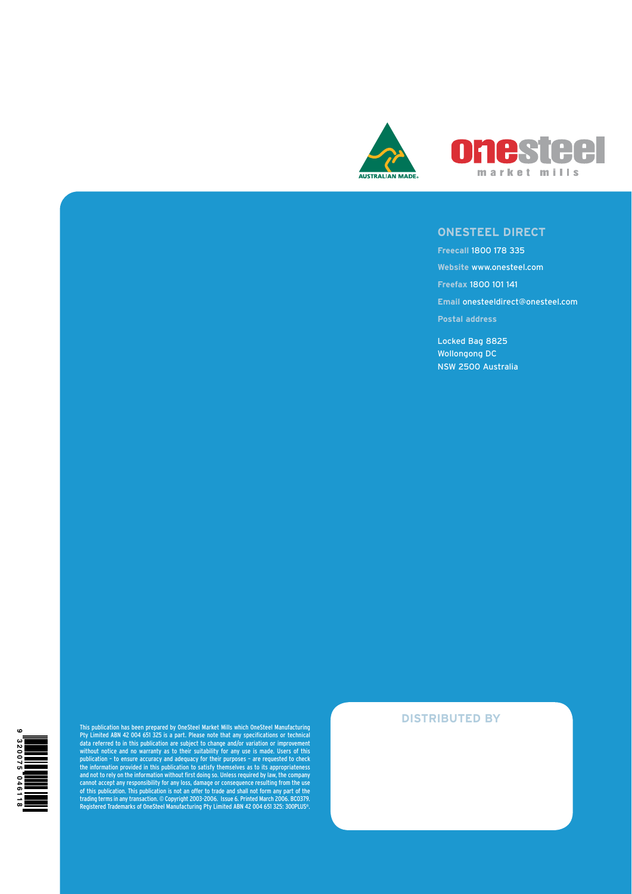AUSTRALIAN MADE

onesteel
market mills

## ONESTEEL DIRECT

**Freecall** 1800 178 335

**Website** www.onesteel.com

**Freefax** 1800 101 141

**Email** onesteeldirect@onesteel.com

**Postal address**

Locked Bag 8825
Wollongong DC
NSW 2500 Australia

This publication has been prepared by OneSteel Market Mills which OneSteel Manufacturing Pty Limited ABN 42 004 651 325 is a part. Please note that any specifications or technical data referred to in this publication are subject to change and/or variation or improvement without notice and no warranty as to their suitability for any use is made. Users of this publication – to ensure accuracy and adequacy for their purposes – are requested to check the information provided in this publication to satisfy themselves as to its appropriateness and not to rely on the information without first doing so. Unless required by law, the company cannot accept any responsibility for any loss, damage or consequence resulting from the use of this publication. This publication is not an offer to trade and shall not form any part of the trading terms in any transaction. © Copyright 2003-2006. Issue 6. Printed March 2006. BC0379. Registered Trademarks of OneSteel Manufacturing Pty Limited ABN 42 004 651 325: 300PLUS®.

9 320075 046118

## DISTRIBUTED BY